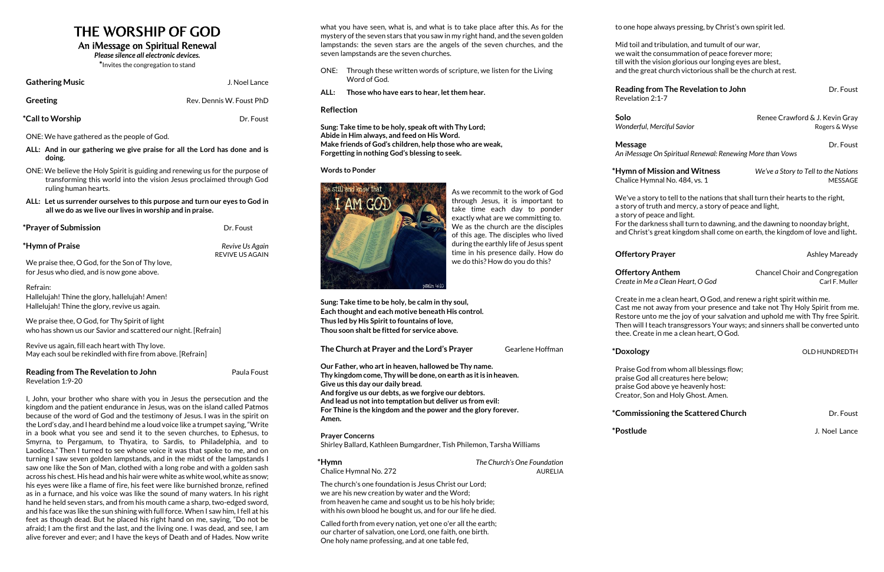# THE WORSHIP OF GOD

## An iMessage on Spiritual Renewal

*Please silence all electronic devices.*

*Invites the congregation to stand

**Gathering Music** — J. Noel Lance

**Greeting** — Rev. Dennis W. Foust PhD

**\*Call to Worship** — Dr. Foust

ONE: We have gathered as the people of God.

**ALL: And in our gathering we give praise for all the Lord has done and is doing.**

ONE: We believe the Holy Spirit is guiding and renewing us for the purpose of transforming this world into the vision Jesus proclaimed through God ruling human hearts.

**ALL: Let us surrender ourselves to this purpose and turn our eyes to God in all we do as we live our lives in worship and in praise.**

**\*Prayer of Submission** — Dr. Foust

**\*Hymn of Praise** — *Revive Us Again* — REVIVE US AGAIN

We praise thee, O God, for the Son of Thy love,
for Jesus who died, and is now gone above.

Refrain:
Hallelujah! Thine the glory, hallelujah! Amen!
Hallelujah! Thine the glory, revive us again.

We praise thee, O God, for Thy Spirit of light
who has shown us our Savior and scattered our night. [Refrain]

Revive us again, fill each heart with Thy love.
May each soul be rekindled with fire from above. [Refrain]

**Reading from The Revelation to John** — Paula Foust
Revelation 1:9-20

I, John, your brother who share with you in Jesus the persecution and the kingdom and the patient endurance in Jesus, was on the island called Patmos because of the word of God and the testimony of Jesus. I was in the spirit on the Lord's day, and I heard behind me a loud voice like a trumpet saying, "Write in a book what you see and send it to the seven churches, to Ephesus, to Smyrna, to Pergamum, to Thyatira, to Sardis, to Philadelphia, and to Laodicea." Then I turned to see whose voice it was that spoke to me, and on turning I saw seven golden lampstands, and in the midst of the lampstands I saw one like the Son of Man, clothed with a long robe and with a golden sash across his chest. His head and his hair were white as white wool, white as snow; his eyes were like a flame of fire, his feet were like burnished bronze, refined as in a furnace, and his voice was like the sound of many waters. In his right hand he held seven stars, and from his mouth came a sharp, two-edged sword, and his face was like the sun shining with full force. When I saw him, I fell at his feet as though dead. But he placed his right hand on me, saying, "Do not be afraid; I am the first and the last, and the living one. I was dead, and see, I am alive forever and ever; and I have the keys of Death and of Hades. Now write what you have seen, what is, and what is to take place after this. As for the mystery of the seven stars that you saw in my right hand, and the seven golden lampstands: the seven stars are the angels of the seven churches, and the seven lampstands are the seven churches.

ONE: Through these written words of scripture, we listen for the Living Word of God.

**ALL: Those who have ears to hear, let them hear.**

**Reflection**

**Sung: Take time to be holy, speak oft with Thy Lord;
Abide in Him always, and feed on His Word.
Make friends of God's children, help those who are weak,
Forgetting in nothing God's blessing to seek.**

**Words to Ponder**

As we recommit to the work of God through Jesus, it is important to take time each day to ponder exactly what are we committing to. We as the church are the disciples of this age. The disciples who lived during the earthly life of Jesus spent time in his presence daily. How do we do this? How do you do this?

**Sung: Take time to be holy, be calm in thy soul,
Each thought and each motive beneath His control.
Thus led by His Spirit to fountains of love,
Thou soon shalt be fitted for service above.**

**The Church at Prayer and the Lord's Prayer** — Gearlene Hoffman

**Our Father, who art in heaven, hallowed be Thy name.
Thy kingdom come, Thy will be done, on earth as it is in heaven.
Give us this day our daily bread.
And forgive us our debts, as we forgive our debtors.
And lead us not into temptation but deliver us from evil:
For Thine is the kingdom and the power and the glory forever.
Amen.**

**Prayer Concerns**
Shirley Ballard, Kathleen Bumgardner, Tish Philemon, Tarsha Williams

**\*Hymn** — *The Church's One Foundation*
Chalice Hymnal No. 272 — AURELIA

The church's one foundation is Jesus Christ our Lord;
we are his new creation by water and the Word:
from heaven he came and sought us to be his holy bride;
with his own blood he bought us, and for our life he died.

Called forth from every nation, yet one o'er all the earth;
our charter of salvation, one Lord, one faith, one birth.
One holy name professing, and at one table fed,
to one hope always pressing, by Christ's own spirit led.

Mid toil and tribulation, and tumult of our war,
we wait the consummation of peace forever more;
till with the vision glorious our longing eyes are blest,
and the great church victorious shall be the church at rest.

**Reading from The Revelation to John** — Dr. Foust
Revelation 2:1-7

**Solo** — Renee Crawford & J. Kevin Gray
*Wonderful, Merciful Savior* — Rogers & Wyse

**Message** — Dr. Foust
*An iMessage On Spiritual Renewal: Renewing More than Vows*

**\*Hymn of Mission and Witness** — *We've a Story to Tell to the Nations*
Chalice Hymnal No. 484, vs. 1 — MESSAGE

We've a story to tell to the nations that shall turn their hearts to the right,
a story of truth and mercy, a story of peace and light,
a story of peace and light.
For the darkness shall turn to dawning, and the dawning to noonday bright,
and Christ's great kingdom shall come on earth, the kingdom of love and light.

**Offertory Prayer** — Ashley Maready

**Offertory Anthem** — Chancel Choir and Congregation
*Create in Me a Clean Heart, O God* — Carl F. Muller

Create in me a clean heart, O God, and renew a right spirit within me.
Cast me not away from your presence and take not Thy Holy Spirit from me.
Restore unto me the joy of your salvation and uphold me with Thy free Spirit.
Then will I teach transgressors Your ways; and sinners shall be converted unto thee. Create in me a clean heart, O God.

**\*Doxology** — OLD HUNDREDTH

Praise God from whom all blessings flow;
praise God all creatures here below;
praise God above ye heavenly host:
Creator, Son and Holy Ghost. Amen.

**\*Commissioning the Scattered Church** — Dr. Foust

**\*Postlude** — J. Noel Lance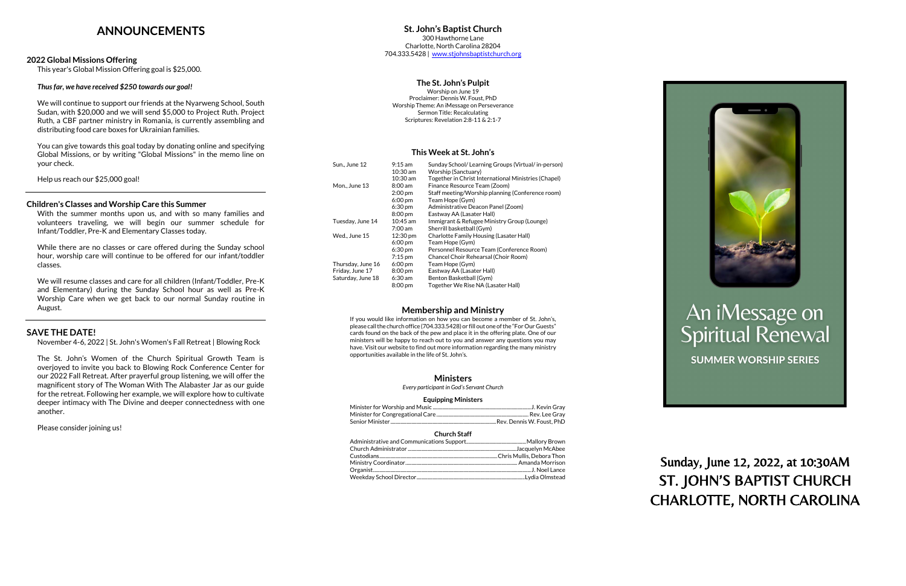# ANNOUNCEMENTS

### 2022 Global Missions Offering

This year's Global Mission Offering goal is $25,000.

***Thus far, we have received $250 towards our goal!***

We will continue to support our friends at the Nyarweng School, South Sudan, with $20,000 and we will send $5,000 to Project Ruth. Project Ruth, a CBF partner ministry in Romania, is currently assembling and distributing food care boxes for Ukrainian families.

You can give towards this goal today by donating online and specifying Global Missions, or by writing "Global Missions" in the memo line on your check.

Help us reach our $25,000 goal!

### Children's Classes and Worship Care this Summer

With the summer months upon us, and with so many families and volunteers traveling, we will begin our summer schedule for Infant/Toddler, Pre-K and Elementary Classes today.

While there are no classes or care offered during the Sunday school hour, worship care will continue to be offered for our infant/toddler classes.

We will resume classes and care for all children (Infant/Toddler, Pre-K and Elementary) during the Sunday School hour as well as Pre-K Worship Care when we get back to our normal Sunday routine in August.

### SAVE THE DATE!

November 4-6, 2022 | St. John's Women's Fall Retreat | Blowing Rock

The St. John's Women of the Church Spiritual Growth Team is overjoyed to invite you back to Blowing Rock Conference Center for our 2022 Fall Retreat. After prayerful group listening, we will offer the magnificent story of The Woman With The Alabaster Jar as our guide for the retreat. Following her example, we will explore how to cultivate deeper intimacy with The Divine and deeper connectedness with one another.

Please consider joining us!

## St. John's Baptist Church

300 Hawthorne Lane
Charlotte, North Carolina 28204
704.333.5428 | www.stjohnsbaptistchurch.org

### The St. John's Pulpit

Worship on June 19
Proclaimer: Dennis W. Foust, PhD
Worship Theme: An iMessage on Perseverance
Sermon Title: Recalculating
Scriptures: Revelation 2:8-11 & 2:1-7

### This Week at St. John's

| | | |
|---|---|---|
| Sun., June 12 | 9:15 am | Sunday School/ Learning Groups (Virtual/ in-person) |
| | 10:30 am | Worship (Sanctuary) |
| | 10:30 am | Together in Christ International Ministries (Chapel) |
| Mon., June 13 | 8:00 am | Finance Resource Team (Zoom) |
| | 2:00 pm | Staff meeting/Worship planning (Conference room) |
| | 6:00 pm | Team Hope (Gym) |
| | 6:30 pm | Administrative Deacon Panel (Zoom) |
| | 8:00 pm | Eastway AA (Lasater Hall) |
| Tuesday, June 14 | 10:45 am | Immigrant & Refugee Ministry Group (Lounge) |
| | 7:00 am | Sherrill basketball (Gym) |
| Wed., June 15 | 12:30 pm | Charlotte Family Housing (Lasater Hall) |
| | 6:00 pm | Team Hope (Gym) |
| | 6:30 pm | Personnel Resource Team (Conference Room) |
| | 7:15 pm | Chancel Choir Rehearsal (Choir Room) |
| Thursday, June 16 | 6:00 pm | Team Hope (Gym) |
| Friday, June 17 | 8:00 pm | Eastway AA (Lasater Hall) |
| Saturday, June 18 | 6:30 am | Benton Basketball (Gym) |
| | 8:00 pm | Together We Rise NA (Lasater Hall) |

### Membership and Ministry

If you would like information on how you can become a member of St. John's, please call the church office (704.333.5428) or fill out one of the "For Our Guests" cards found on the back of the pew and place it in the offering plate. One of our ministers will be happy to reach out to you and answer any questions you may have. Visit our website to find out more information regarding the many ministry opportunities available in the life of St. John's.

### Ministers

*Every participant in God's Servant Church*

#### Equipping Ministers

Minister for Worship and Music ........ J. Kevin Gray
Minister for Congregational Care ........ Rev. Lee Gray
Senior Minister ........ Rev. Dennis W. Foust, PhD

#### Church Staff

Administrative and Communications Support ........ Mallory Brown
Church Administrator ........ Jacquelyn McAbee
Custodians ........ Chris Mullis, Debora Thon
Ministry Coordinator ........ Amanda Morrison
Organist ........ J. Noel Lance
Weekday School Director ........ Lydia Olmstead

# An iMessage on Spiritual Renewal

**SUMMER WORSHIP SERIES**

## Sunday, June 12, 2022, at 10:30AM
## ST. JOHN'S BAPTIST CHURCH
## CHARLOTTE, NORTH CAROLINA